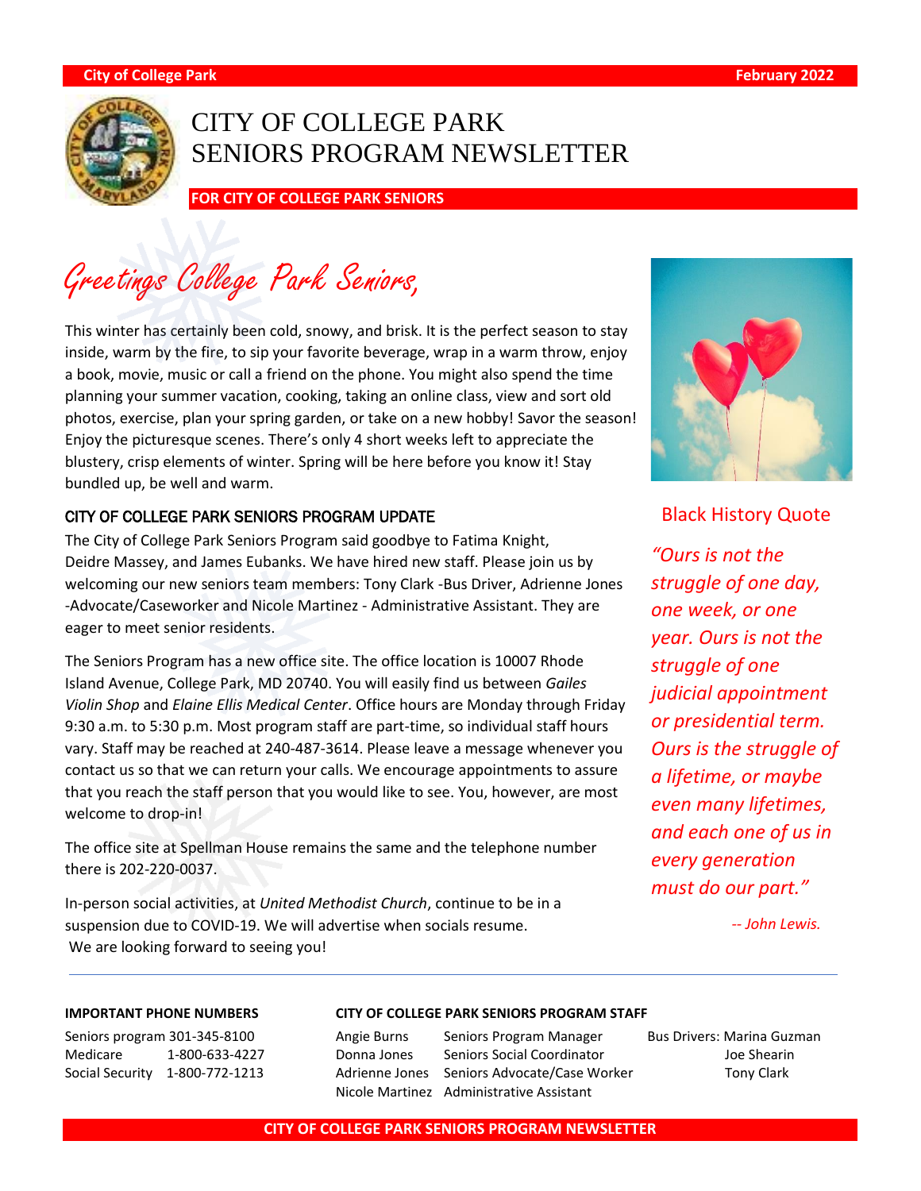# CITY OF COLLEGE PARK SENIORS PROGRAM NEWSLETTER

**FOR CITY OF COLLEGE PARK SENIORS**

## Greetings College Park Seniors,

This winter has certainly been cold, snowy, and brisk. It is the perfect season to stay inside, warm by the fire, to sip your favorite beverage, wrap in a warm throw, enjoy a book, movie, music or call a friend on the phone. You might also spend the time planning your summer vacation, cooking, taking an online class, view and sort old photos, exercise, plan your spring garden, or take on a new hobby! Savor the season! Enjoy the picturesque scenes. There's only 4 short weeks left to appreciate the blustery, crisp elements of winter. Spring will be here before you know it! Stay bundled up, be well and warm.

### CITY OF COLLEGE PARK SENIORS PROGRAM UPDATE

The City of College Park Seniors Program said goodbye to Fatima Knight, Deidre Massey, and James Eubanks. We have hired new staff. Please join us by welcoming our new seniors team members: Tony Clark -Bus Driver, Adrienne Jones -Advocate/Caseworker and Nicole Martinez - Administrative Assistant. They are eager to meet senior residents.

The Seniors Program has a new office site. The office location is 10007 Rhode Island Avenue, College Park, MD 20740. You will easily find us between *Gailes Violin Shop* and *Elaine Ellis Medical Center*. Office hours are Monday through Friday 9:30 a.m. to 5:30 p.m. Most program staff are part-time, so individual staff hours vary. Staff may be reached at 240-487-3614. Please leave a message whenever you contact us so that we can return your calls. We encourage appointments to assure that you reach the staff person that you would like to see. You, however, are most welcome to drop-in!

The office site at Spellman House remains the same and the telephone number there is 202-220-0037.

In-person social activities, at *United Methodist Church*, continue to be in a suspension due to COVID-19. We will advertise when socials resume.
We are looking forward to seeing you!

### Black History Quote

*"Ours is not the struggle of one day, one week, or one year. Ours is not the struggle of one judicial appointment or presidential term. Ours is the struggle of a lifetime, or maybe even many lifetimes, and each one of us in every generation must do our part."*

*-- John Lewis.*

---

**IMPORTANT PHONE NUMBERS**

| | |
|---|---|
| Seniors program | 301-345-8100 |
| Medicare | 1-800-633-4227 |
| Social Security | 1-800-772-1213 |

**CITY OF COLLEGE PARK SENIORS PROGRAM STAFF**

| | |
|---|---|
| Angie Burns | Seniors Program Manager |
| Donna Jones | Seniors Social Coordinator |
| Adrienne Jones | Seniors Advocate/Case Worker |
| Nicole Martinez | Administrative Assistant |

Bus Drivers: Marina Guzman, Joe Shearin, Tony Clark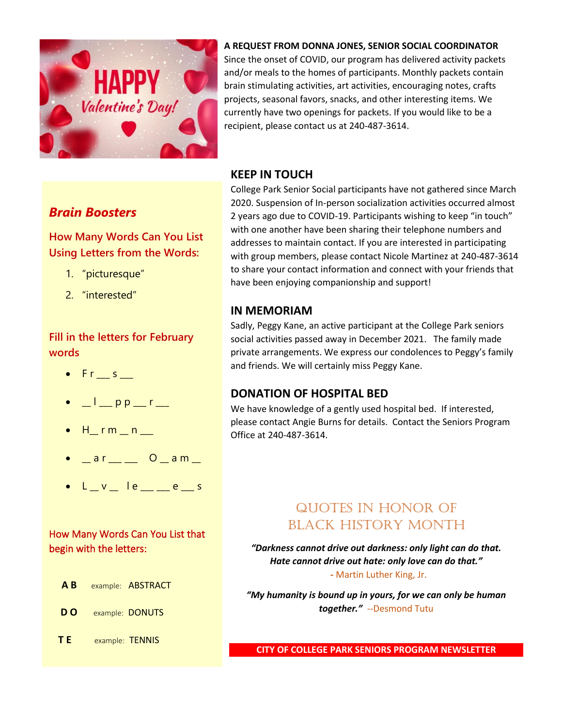HAPPY Valentine's Day!

**A REQUEST FROM DONNA JONES, SENIOR SOCIAL COORDINATOR**
Since the onset of COVID, our program has delivered activity packets and/or meals to the homes of participants. Monthly packets contain brain stimulating activities, art activities, encouraging notes, crafts projects, seasonal favors, snacks, and other interesting items. We currently have two openings for packets. If you would like to be a recipient, please contact us at 240-487-3614.

## *Brain Boosters*

### How Many Words Can You List Using Letters from the Words:

1. "picturesque"
2. "interested"

### Fill in the letters for February words

- F r __ s __
- __ l __ p p __ r __
- H__ r m __ n __
- __ a r __ __   O __ a m __
- L __ v __   l e __ __ e __ s

### How Many Words Can You List that begin with the letters:

**A B**   example: ABSTRACT

**D O**   example: DONUTS

**T E**   example: TENNIS

## KEEP IN TOUCH

College Park Senior Social participants have not gathered since March 2020. Suspension of In-person socialization activities occurred almost 2 years ago due to COVID-19. Participants wishing to keep "in touch" with one another have been sharing their telephone numbers and addresses to maintain contact. If you are interested in participating with group members, please contact Nicole Martinez at 240-487-3614 to share your contact information and connect with your friends that have been enjoying companionship and support!

## IN MEMORIAM

Sadly, Peggy Kane, an active participant at the College Park seniors social activities passed away in December 2021. The family made private arrangements. We express our condolences to Peggy's family and friends. We will certainly miss Peggy Kane.

## DONATION OF HOSPITAL BED

We have knowledge of a gently used hospital bed. If interested, please contact Angie Burns for details. Contact the Seniors Program Office at 240-487-3614.

## QUOTES IN HONOR OF BLACK HISTORY MONTH

***"Darkness cannot drive out darkness: only light can do that. Hate cannot drive out hate: only love can do that."***
- Martin Luther King, Jr.

***"My humanity is bound up in yours, for we can only be human together."*** --Desmond Tutu

**CITY OF COLLEGE PARK SENIORS PROGRAM NEWSLETTER**